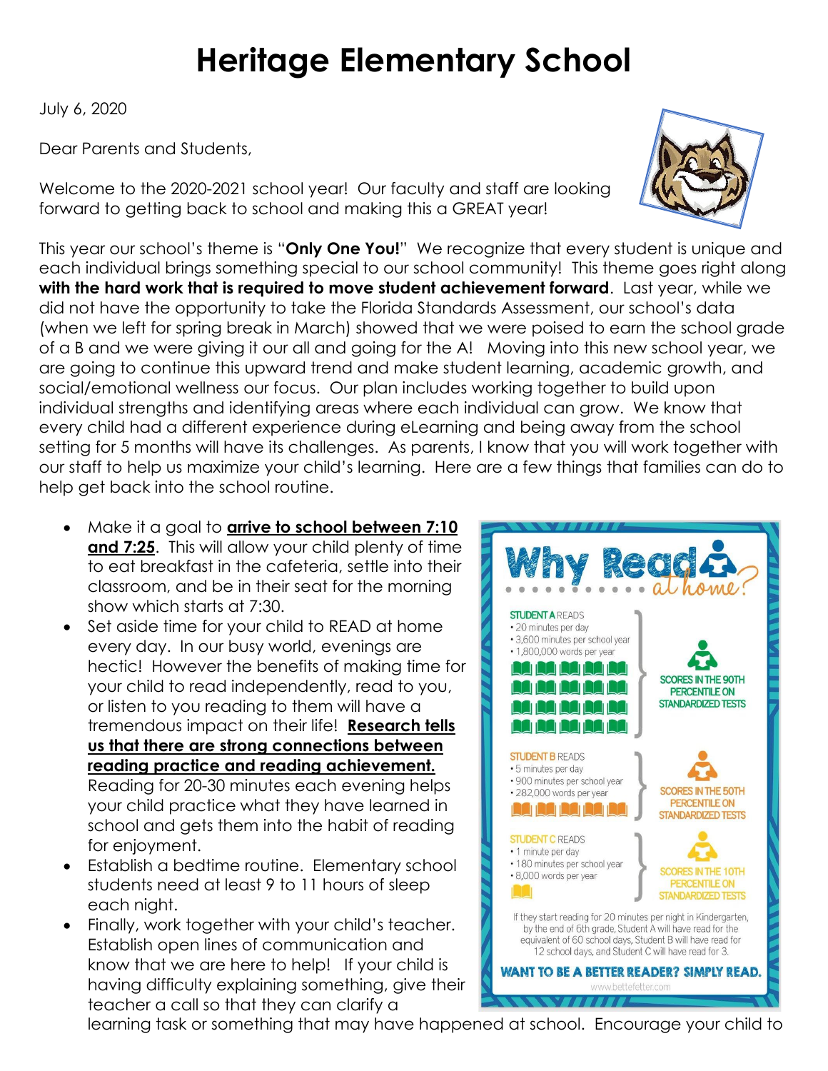# Heritage Elementary School

July 6, 2020

Dear Parents and Students,

Welcome to the 2020-2021 school year! Our faculty and staff are looking forward to getting back to school and making this a GREAT year!

This year our school's theme is "**Only One You!**" We recognize that every student is unique and each individual brings something special to our school community! This theme goes right along **with the hard work that is required to move student achievement forward**. Last year, while we did not have the opportunity to take the Florida Standards Assessment, our school's data (when we left for spring break in March) showed that we were poised to earn the school grade of a B and we were giving it our all and going for the A! Moving into this new school year, we are going to continue this upward trend and make student learning, academic growth, and social/emotional wellness our focus. Our plan includes working together to build upon individual strengths and identifying areas where each individual can grow. We know that every child had a different experience during eLearning and being away from the school setting for 5 months will have its challenges. As parents, I know that you will work together with our staff to help us maximize your child's learning. Here are a few things that families can do to help get back into the school routine.

- Make it a goal to **arrive to school between 7:10 and 7:25**. This will allow your child plenty of time to eat breakfast in the cafeteria, settle into their classroom, and be in their seat for the morning show which starts at 7:30.
- Set aside time for your child to READ at home every day. In our busy world, evenings are hectic! However the benefits of making time for your child to read independently, read to you, or listen to you reading to them will have a tremendous impact on their life! **Research tells us that there are strong connections between reading practice and reading achievement.** Reading for 20-30 minutes each evening helps your child practice what they have learned in school and gets them into the habit of reading for enjoyment.
- Establish a bedtime routine. Elementary school students need at least 9 to 11 hours of sleep each night.
- Finally, work together with your child's teacher. Establish open lines of communication and know that we are here to help! If your child is having difficulty explaining something, give their teacher a call so that they can clarify a learning task or something that may have happened at school. Encourage your child to

**Why Read at home?**

**STUDENT A READS**
- 20 minutes per day
- 3,600 minutes per school year
- 1,800,000 words per year

SCORES IN THE 90TH PERCENTILE ON STANDARDIZED TESTS

**STUDENT B READS**
- 5 minutes per day
- 900 minutes per school year
- 282,000 words per year

SCORES IN THE 50TH PERCENTILE ON STANDARDIZED TESTS

**STUDENT C READS**
- 1 minute per day
- 180 minutes per school year
- 8,000 words per year

SCORES IN THE 10TH PERCENTILE ON STANDARDIZED TESTS

If they start reading for 20 minutes per night in Kindergarten, by the end of 6th grade, Student A will have read for the equivalent of 60 school days, Student B will have read for 12 school days, and Student C will have read for 3.

**WANT TO BE A BETTER READER? SIMPLY READ.**

www.bettefetter.com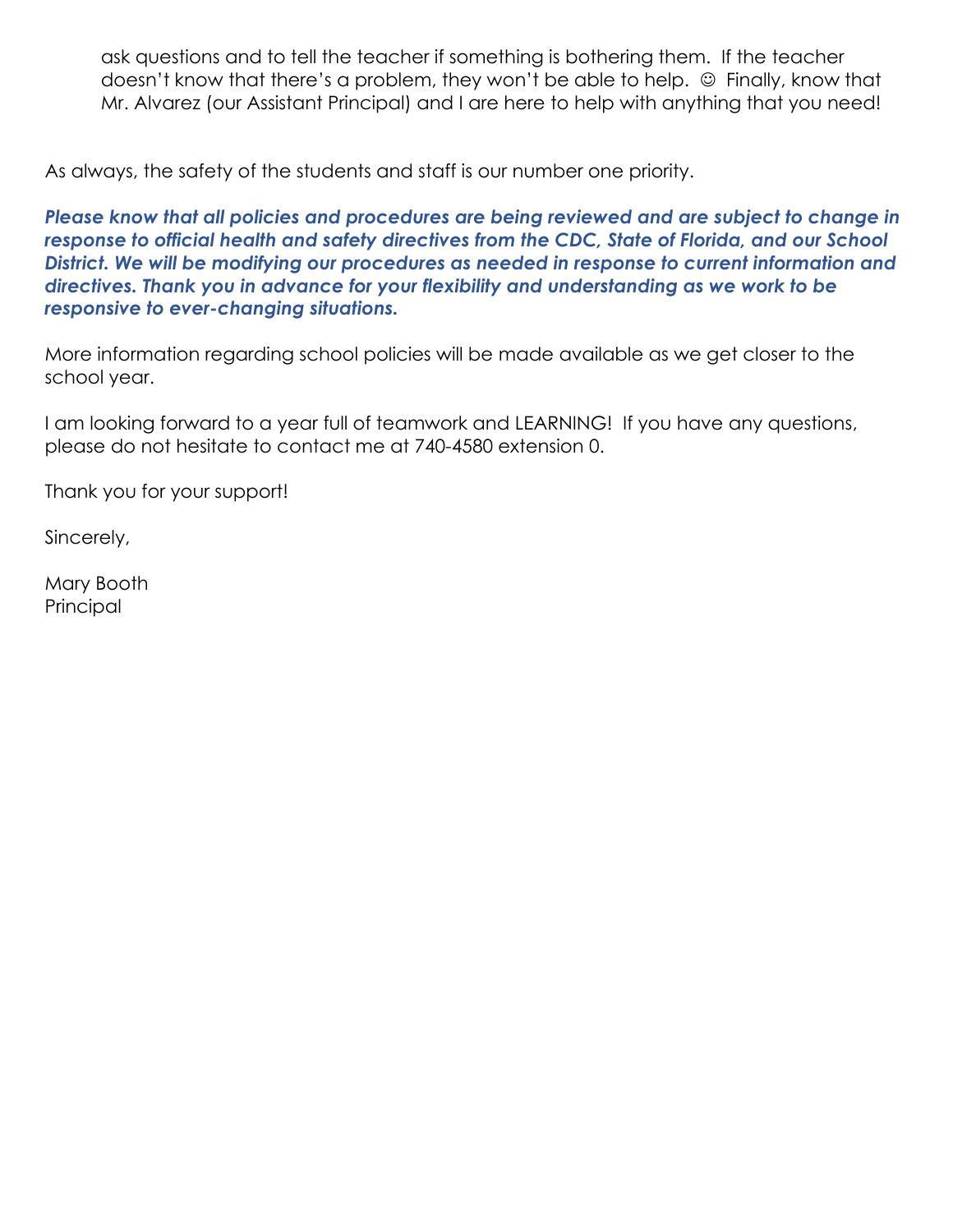ask questions and to tell the teacher if something is bothering them. If the teacher doesn't know that there's a problem, they won't be able to help. ☺ Finally, know that Mr. Alvarez (our Assistant Principal) and I are here to help with anything that you need!

As always, the safety of the students and staff is our number one priority.

***Please know that all policies and procedures are being reviewed and are subject to change in response to official health and safety directives from the CDC, State of Florida, and our School District. We will be modifying our procedures as needed in response to current information and directives. Thank you in advance for your flexibility and understanding as we work to be responsive to ever-changing situations.***

More information regarding school policies will be made available as we get closer to the school year.

I am looking forward to a year full of teamwork and LEARNING! If you have any questions, please do not hesitate to contact me at 740-4580 extension 0.

Thank you for your support!

Sincerely,

Mary Booth
Principal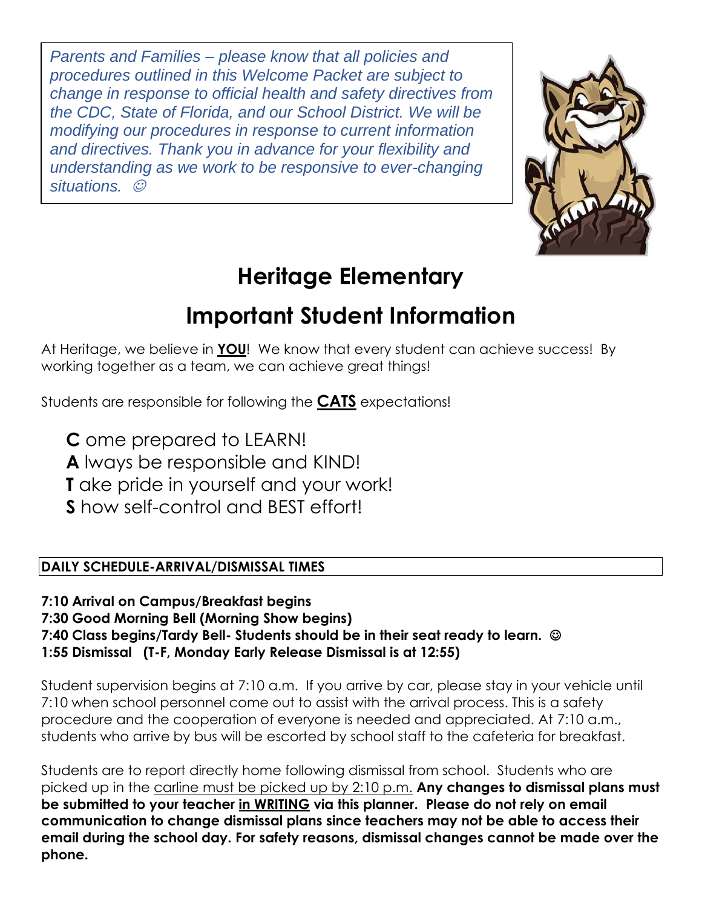*Parents and Families – please know that all policies and procedures outlined in this Welcome Packet are subject to change in response to official health and safety directives from the CDC, State of Florida, and our School District. We will be modifying our procedures in response to current information and directives. Thank you in advance for your flexibility and understanding as we work to be responsive to ever-changing situations.* ☺

# Heritage Elementary

# Important Student Information

At Heritage, we believe in **YOU**! We know that every student can achieve success! By working together as a team, we can achieve great things!

Students are responsible for following the **CATS** expectations!

**C** ome prepared to LEARN!
**A** lways be responsible and KIND!
**T** ake pride in yourself and your work!
**S** how self-control and BEST effort!

## DAILY SCHEDULE-ARRIVAL/DISMISSAL TIMES

**7:10 Arrival on Campus/Breakfast begins**
**7:30 Good Morning Bell (Morning Show begins)**
**7:40 Class begins/Tardy Bell- Students should be in their seat ready to learn.** ☺
**1:55 Dismissal (T-F, Monday Early Release Dismissal is at 12:55)**

Student supervision begins at 7:10 a.m. If you arrive by car, please stay in your vehicle until 7:10 when school personnel come out to assist with the arrival process. This is a safety procedure and the cooperation of everyone is needed and appreciated. At 7:10 a.m., students who arrive by bus will be escorted by school staff to the cafeteria for breakfast.

Students are to report directly home following dismissal from school. Students who are picked up in the carline must be picked up by 2:10 p.m. **Any changes to dismissal plans must be submitted to your teacher in WRITING via this planner. Please do not rely on email communication to change dismissal plans since teachers may not be able to access their email during the school day. For safety reasons, dismissal changes cannot be made over the phone.**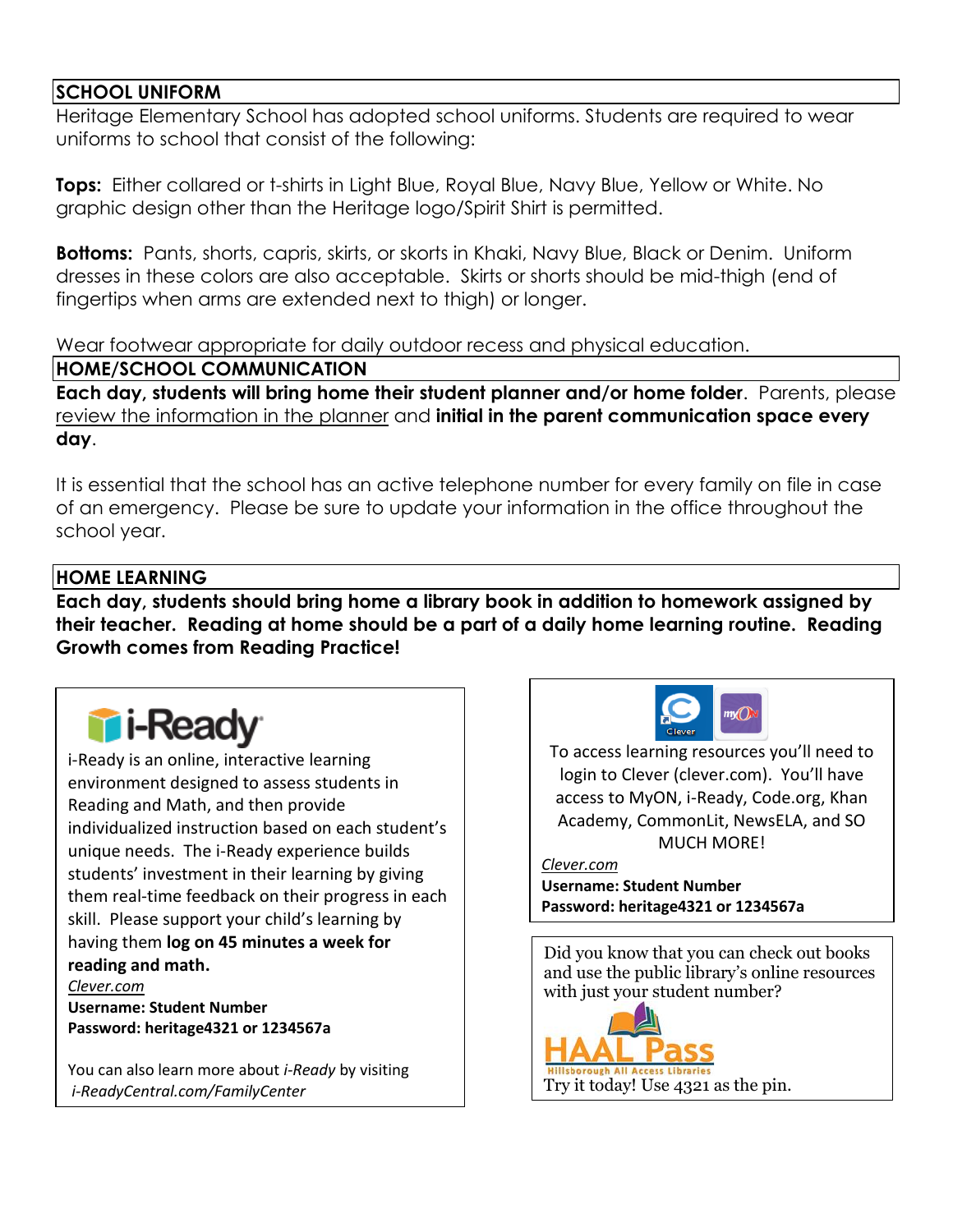## SCHOOL UNIFORM

Heritage Elementary School has adopted school uniforms. Students are required to wear uniforms to school that consist of the following:

**Tops:** Either collared or t-shirts in Light Blue, Royal Blue, Navy Blue, Yellow or White. No graphic design other than the Heritage logo/Spirit Shirt is permitted.

**Bottoms:** Pants, shorts, capris, skirts, or skorts in Khaki, Navy Blue, Black or Denim. Uniform dresses in these colors are also acceptable. Skirts or shorts should be mid-thigh (end of fingertips when arms are extended next to thigh) or longer.

Wear footwear appropriate for daily outdoor recess and physical education.

## HOME/SCHOOL COMMUNICATION

**Each day, students will bring home their student planner and/or home folder**. Parents, please review the information in the planner and **initial in the parent communication space every day**.

It is essential that the school has an active telephone number for every family on file in case of an emergency. Please be sure to update your information in the office throughout the school year.

## HOME LEARNING

**Each day, students should bring home a library book in addition to homework assigned by their teacher. Reading at home should be a part of a daily home learning routine. Reading Growth comes from Reading Practice!**

### i-Ready

i-Ready is an online, interactive learning environment designed to assess students in Reading and Math, and then provide individualized instruction based on each student's unique needs. The i-Ready experience builds students' investment in their learning by giving them real-time feedback on their progress in each skill. Please support your child's learning by having them **log on 45 minutes a week for reading and math.**

*Clever.com*
**Username: Student Number**
**Password: heritage4321 or 1234567a**

You can also learn more about *i-Ready* by visiting *i-ReadyCentral.com/FamilyCenter*

### Clever / myON

To access learning resources you'll need to login to Clever (clever.com). You'll have access to MyON, i-Ready, Code.org, Khan Academy, CommonLit, NewsELA, and SO MUCH MORE!

*Clever.com*
**Username: Student Number**
**Password: heritage4321 or 1234567a**

### HAAL Pass

Did you know that you can check out books and use the public library's online resources with just your student number?

HAAL Pass – Hillsborough All Access Libraries

Try it today! Use 4321 as the pin.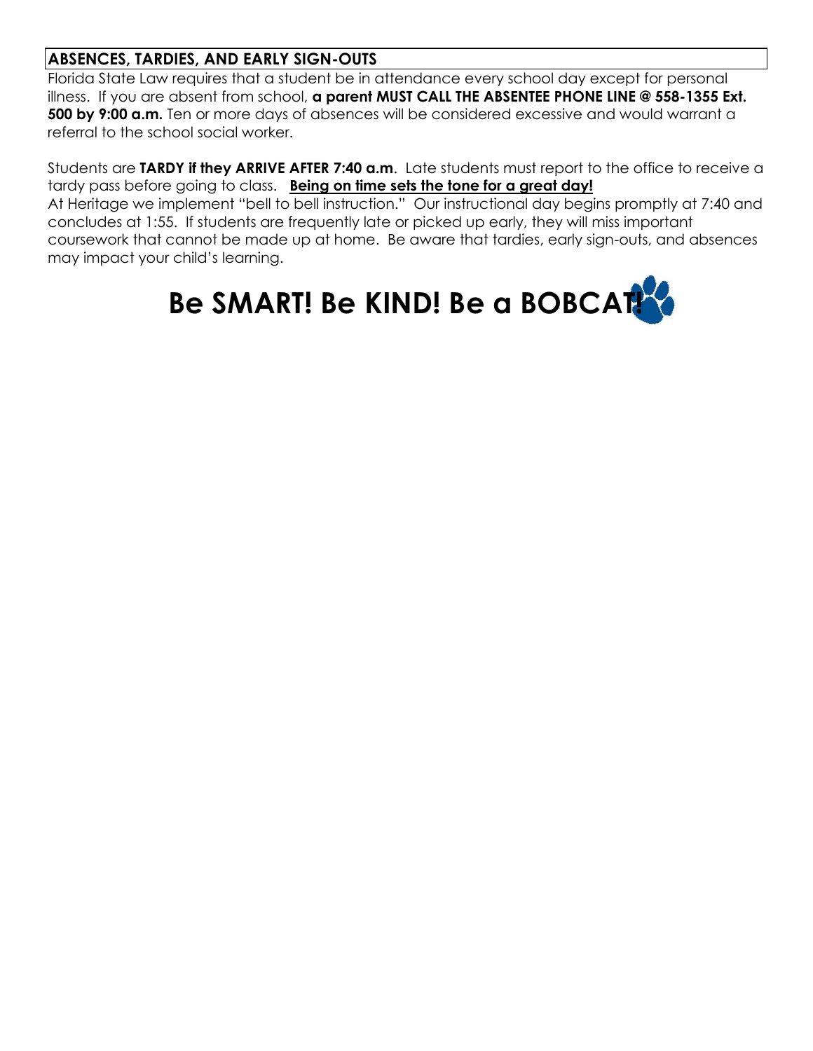## ABSENCES, TARDIES, AND EARLY SIGN-OUTS

Florida State Law requires that a student be in attendance every school day except for personal illness. If you are absent from school, **a parent MUST CALL THE ABSENTEE PHONE LINE @ 558-1355 Ext. 500 by 9:00 a.m.** Ten or more days of absences will be considered excessive and would warrant a referral to the school social worker.

Students are **TARDY if they ARRIVE AFTER 7:40 a.m**. Late students must report to the office to receive a tardy pass before going to class. **Being on time sets the tone for a great day!**

At Heritage we implement "bell to bell instruction." Our instructional day begins promptly at 7:40 and concludes at 1:55. If students are frequently late or picked up early, they will miss important coursework that cannot be made up at home. Be aware that tardies, early sign-outs, and absences may impact your child's learning.

# Be SMART! Be KIND! Be a BOBCAT!